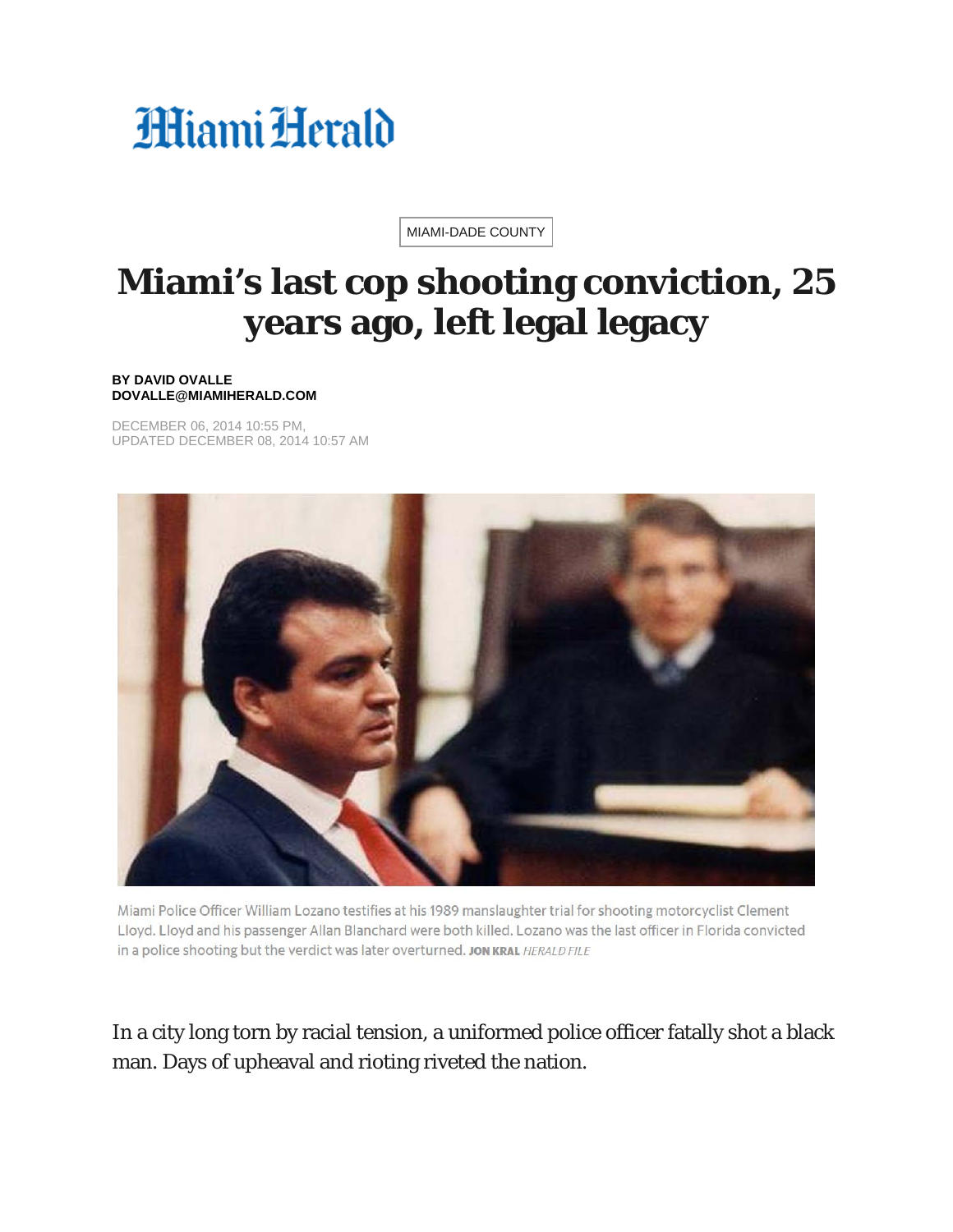Miami Herald

MIAMI-DADE COUNTY

# Miami's last cop shooting conviction, 25 years ago, left legal legacy

**BY DAVID OVALLE**
**DOVALLE@MIAMIHERALD.COM**

DECEMBER 06, 2014 10:55 PM,
UPDATED DECEMBER 08, 2014 10:57 AM

Miami Police Officer William Lozano testifies at his 1989 manslaughter trial for shooting motorcyclist Clement Lloyd. Lloyd and his passenger Allan Blanchard were both killed. Lozano was the last officer in Florida convicted in a police shooting but the verdict was later overturned. JON KRAL *HERALD FILE*

In a city long torn by racial tension, a uniformed police officer fatally shot a black man. Days of upheaval and rioting riveted the nation.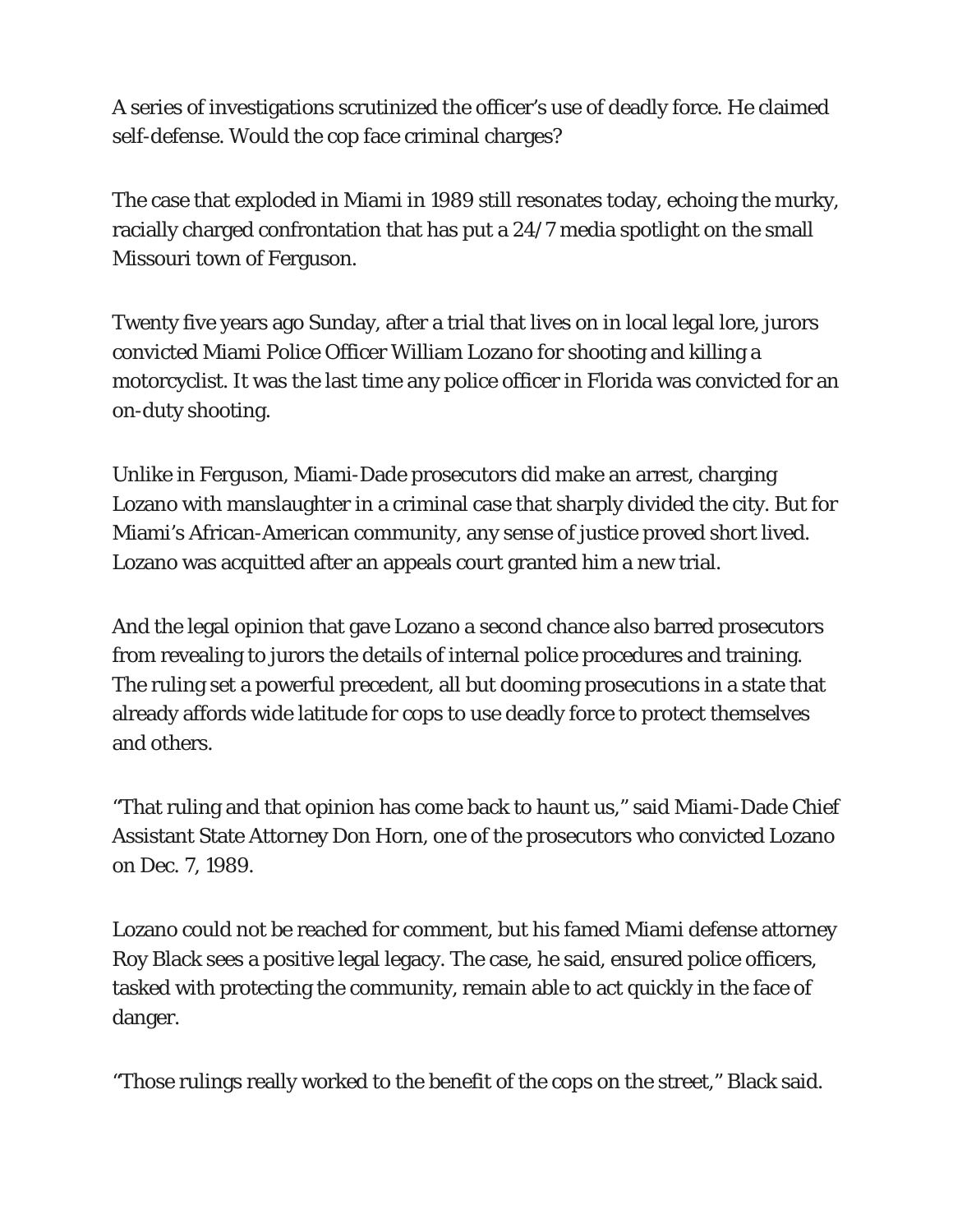A series of investigations scrutinized the officer's use of deadly force. He claimed self-defense. Would the cop face criminal charges?

The case that exploded in Miami in 1989 still resonates today, echoing the murky, racially charged confrontation that has put a 24/7 media spotlight on the small Missouri town of Ferguson.

Twenty five years ago Sunday, after a trial that lives on in local legal lore, jurors convicted Miami Police Officer William Lozano for shooting and killing a motorcyclist. It was the last time any police officer in Florida was convicted for an on-duty shooting.

Unlike in Ferguson, Miami-Dade prosecutors did make an arrest, charging Lozano with manslaughter in a criminal case that sharply divided the city. But for Miami's African-American community, any sense of justice proved short lived. Lozano was acquitted after an appeals court granted him a new trial.

And the legal opinion that gave Lozano a second chance also barred prosecutors from revealing to jurors the details of internal police procedures and training. The ruling set a powerful precedent, all but dooming prosecutions in a state that already affords wide latitude for cops to use deadly force to protect themselves and others.

"That ruling and that opinion has come back to haunt us," said Miami-Dade Chief Assistant State Attorney Don Horn, one of the prosecutors who convicted Lozano on Dec. 7, 1989.

Lozano could not be reached for comment, but his famed Miami defense attorney Roy Black sees a positive legal legacy. The case, he said, ensured police officers, tasked with protecting the community, remain able to act quickly in the face of danger.

"Those rulings really worked to the benefit of the cops on the street," Black said.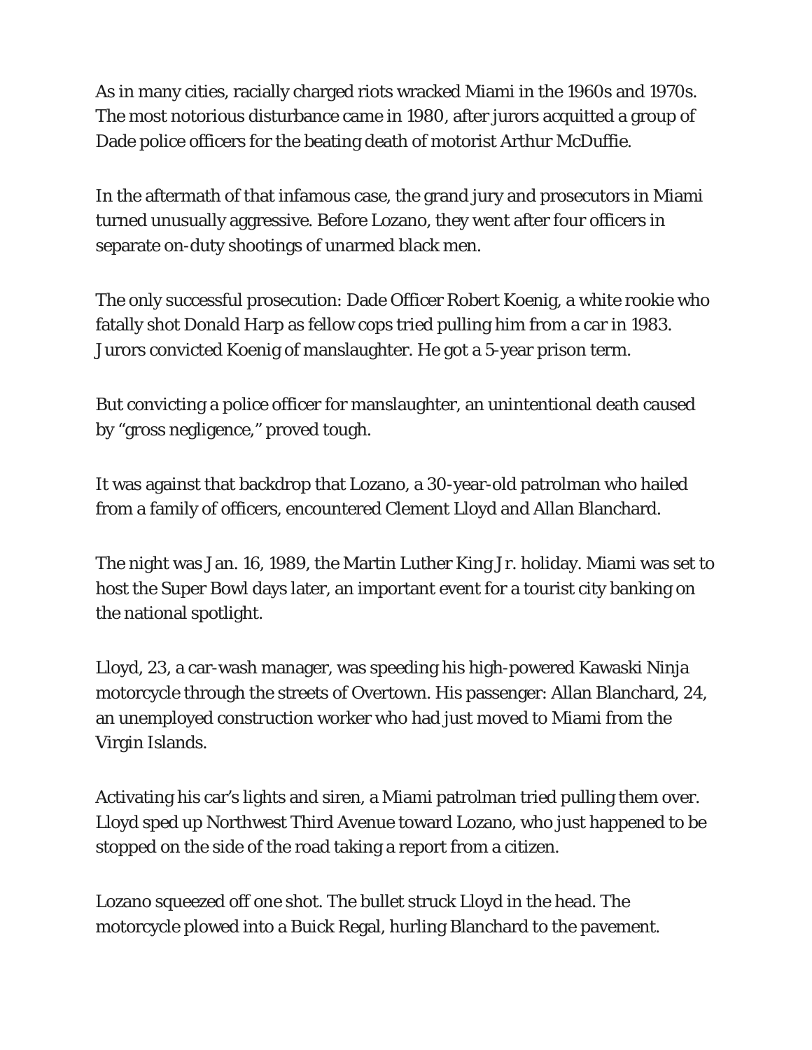As in many cities, racially charged riots wracked Miami in the 1960s and 1970s. The most notorious disturbance came in 1980, after jurors acquitted a group of Dade police officers for the beating death of motorist Arthur McDuffie.

In the aftermath of that infamous case, the grand jury and prosecutors in Miami turned unusually aggressive. Before Lozano, they went after four officers in separate on-duty shootings of unarmed black men.

The only successful prosecution: Dade Officer Robert Koenig, a white rookie who fatally shot Donald Harp as fellow cops tried pulling him from a car in 1983. Jurors convicted Koenig of manslaughter. He got a 5-year prison term.

But convicting a police officer for manslaughter, an unintentional death caused by "gross negligence," proved tough.

It was against that backdrop that Lozano, a 30-year-old patrolman who hailed from a family of officers, encountered Clement Lloyd and Allan Blanchard.

The night was Jan. 16, 1989, the Martin Luther King Jr. holiday. Miami was set to host the Super Bowl days later, an important event for a tourist city banking on the national spotlight.

Lloyd, 23, a car-wash manager, was speeding his high-powered Kawaski Ninja motorcycle through the streets of Overtown. His passenger: Allan Blanchard, 24, an unemployed construction worker who had just moved to Miami from the Virgin Islands.

Activating his car's lights and siren, a Miami patrolman tried pulling them over. Lloyd sped up Northwest Third Avenue toward Lozano, who just happened to be stopped on the side of the road taking a report from a citizen.

Lozano squeezed off one shot. The bullet struck Lloyd in the head. The motorcycle plowed into a Buick Regal, hurling Blanchard to the pavement.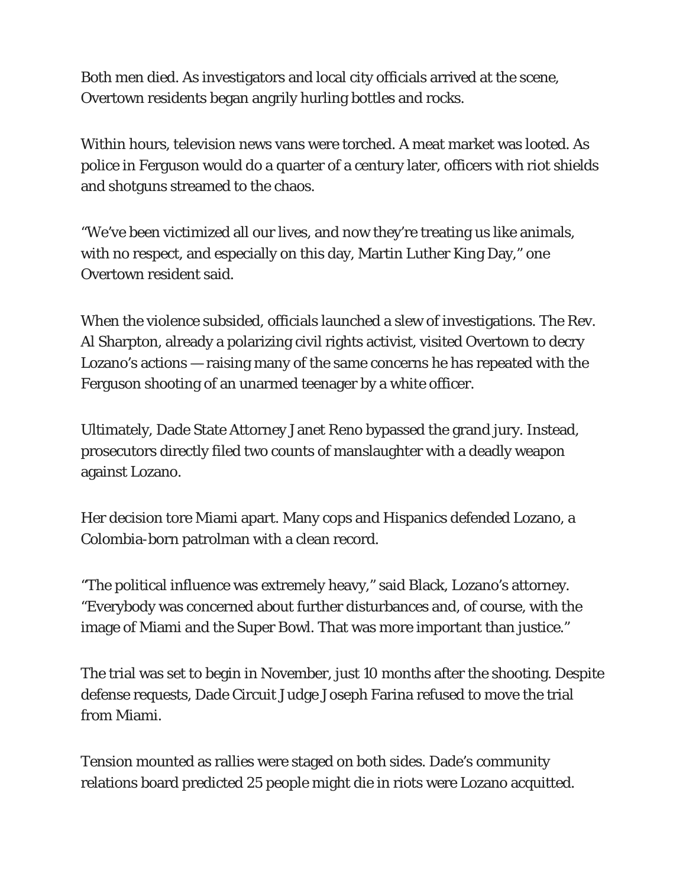Both men died. As investigators and local city officials arrived at the scene, Overtown residents began angrily hurling bottles and rocks.

Within hours, television news vans were torched. A meat market was looted. As police in Ferguson would do a quarter of a century later, officers with riot shields and shotguns streamed to the chaos.

“We’ve been victimized all our lives, and now they’re treating us like animals, with no respect, and especially on this day, Martin Luther King Day,” one Overtown resident said.

When the violence subsided, officials launched a slew of investigations. The Rev. Al Sharpton, already a polarizing civil rights activist, visited Overtown to decry Lozano’s actions — raising many of the same concerns he has repeated with the Ferguson shooting of an unarmed teenager by a white officer.

Ultimately, Dade State Attorney Janet Reno bypassed the grand jury. Instead, prosecutors directly filed two counts of manslaughter with a deadly weapon against Lozano.

Her decision tore Miami apart. Many cops and Hispanics defended Lozano, a Colombia-born patrolman with a clean record.

“The political influence was extremely heavy,” said Black, Lozano’s attorney. “Everybody was concerned about further disturbances and, of course, with the image of Miami and the Super Bowl. That was more important than justice.”

The trial was set to begin in November, just 10 months after the shooting. Despite defense requests, Dade Circuit Judge Joseph Farina refused to move the trial from Miami.

Tension mounted as rallies were staged on both sides. Dade’s community relations board predicted 25 people might die in riots were Lozano acquitted.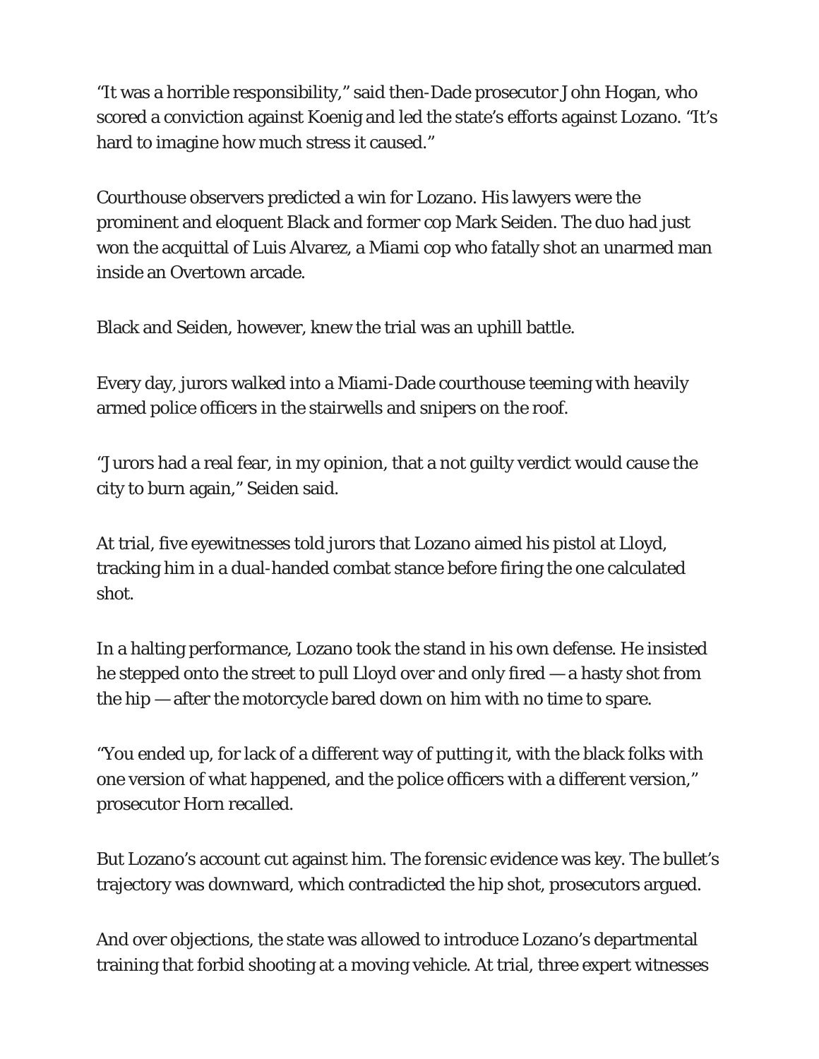“It was a horrible responsibility,” said then-Dade prosecutor John Hogan, who scored a conviction against Koenig and led the state’s efforts against Lozano. “It’s hard to imagine how much stress it caused.”

Courthouse observers predicted a win for Lozano. His lawyers were the prominent and eloquent Black and former cop Mark Seiden. The duo had just won the acquittal of Luis Alvarez, a Miami cop who fatally shot an unarmed man inside an Overtown arcade.

Black and Seiden, however, knew the trial was an uphill battle.

Every day, jurors walked into a Miami-Dade courthouse teeming with heavily armed police officers in the stairwells and snipers on the roof.

“Jurors had a real fear, in my opinion, that a not guilty verdict would cause the city to burn again,” Seiden said.

At trial, five eyewitnesses told jurors that Lozano aimed his pistol at Lloyd, tracking him in a dual-handed combat stance before firing the one calculated shot.

In a halting performance, Lozano took the stand in his own defense. He insisted he stepped onto the street to pull Lloyd over and only fired — a hasty shot from the hip — after the motorcycle bared down on him with no time to spare.

“You ended up, for lack of a different way of putting it, with the black folks with one version of what happened, and the police officers with a different version,” prosecutor Horn recalled.

But Lozano’s account cut against him. The forensic evidence was key. The bullet’s trajectory was downward, which contradicted the hip shot, prosecutors argued.

And over objections, the state was allowed to introduce Lozano’s departmental training that forbid shooting at a moving vehicle. At trial, three expert witnesses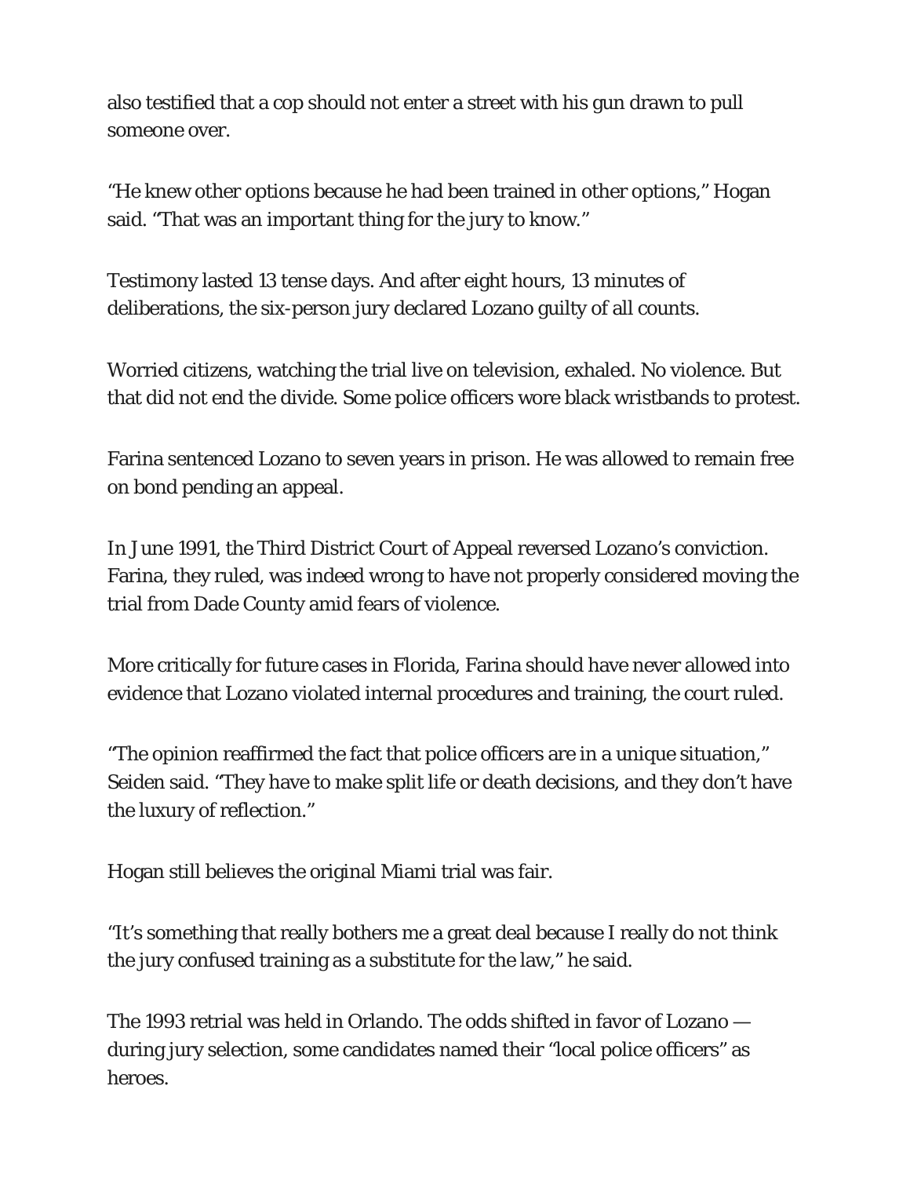also testified that a cop should not enter a street with his gun drawn to pull someone over.

"He knew other options because he had been trained in other options," Hogan said. "That was an important thing for the jury to know."

Testimony lasted 13 tense days. And after eight hours, 13 minutes of deliberations, the six-person jury declared Lozano guilty of all counts.

Worried citizens, watching the trial live on television, exhaled. No violence. But that did not end the divide. Some police officers wore black wristbands to protest.

Farina sentenced Lozano to seven years in prison. He was allowed to remain free on bond pending an appeal.

In June 1991, the Third District Court of Appeal reversed Lozano's conviction. Farina, they ruled, was indeed wrong to have not properly considered moving the trial from Dade County amid fears of violence.

More critically for future cases in Florida, Farina should have never allowed into evidence that Lozano violated internal procedures and training, the court ruled.

"The opinion reaffirmed the fact that police officers are in a unique situation," Seiden said. "They have to make split life or death decisions, and they don't have the luxury of reflection."

Hogan still believes the original Miami trial was fair.

"It's something that really bothers me a great deal because I really do not think the jury confused training as a substitute for the law," he said.

The 1993 retrial was held in Orlando. The odds shifted in favor of Lozano — during jury selection, some candidates named their "local police officers" as heroes.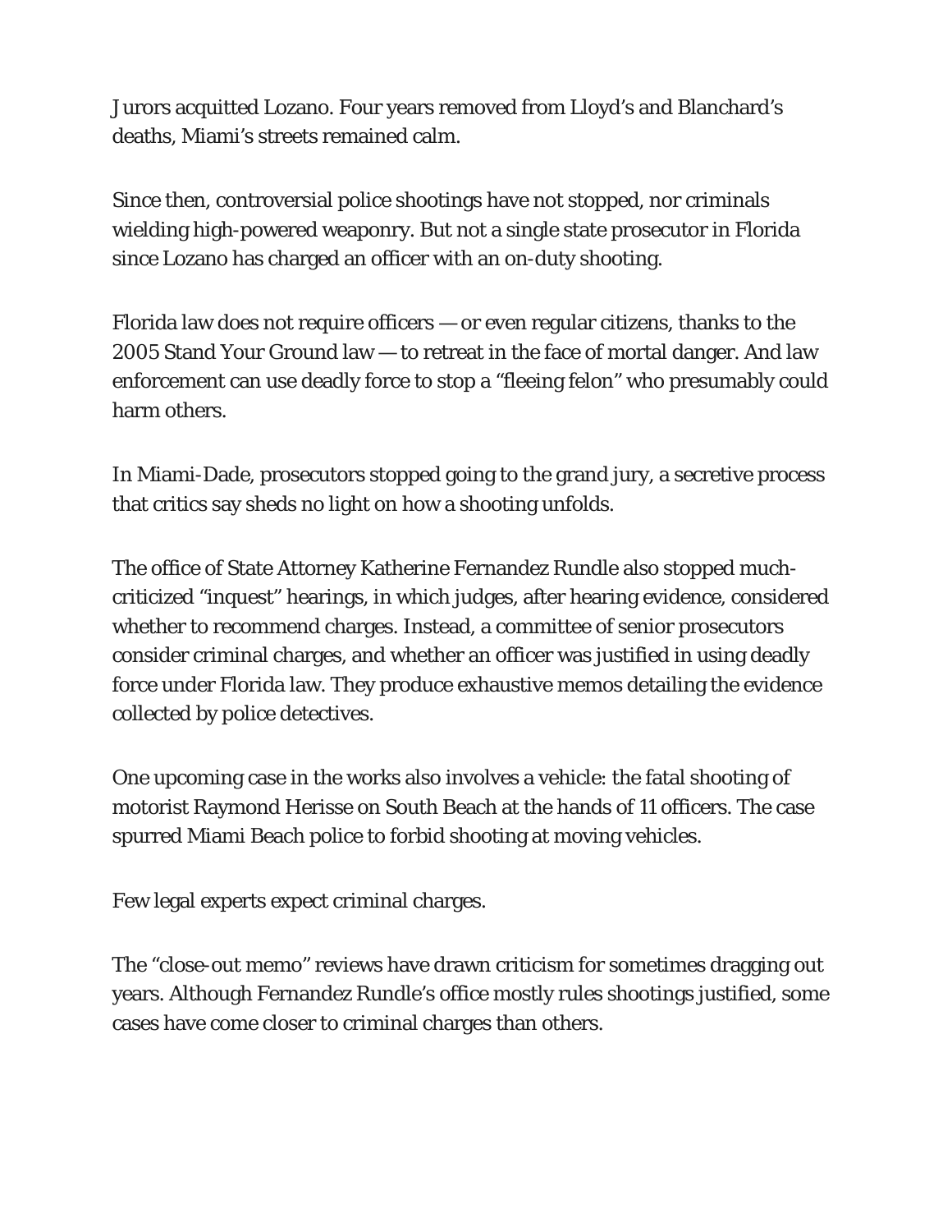Jurors acquitted Lozano. Four years removed from Lloyd's and Blanchard's deaths, Miami's streets remained calm.

Since then, controversial police shootings have not stopped, nor criminals wielding high-powered weaponry. But not a single state prosecutor in Florida since Lozano has charged an officer with an on-duty shooting.

Florida law does not require officers — or even regular citizens, thanks to the 2005 Stand Your Ground law — to retreat in the face of mortal danger. And law enforcement can use deadly force to stop a "fleeing felon" who presumably could harm others.

In Miami-Dade, prosecutors stopped going to the grand jury, a secretive process that critics say sheds no light on how a shooting unfolds.

The office of State Attorney Katherine Fernandez Rundle also stopped much-criticized "inquest" hearings, in which judges, after hearing evidence, considered whether to recommend charges. Instead, a committee of senior prosecutors consider criminal charges, and whether an officer was justified in using deadly force under Florida law. They produce exhaustive memos detailing the evidence collected by police detectives.

One upcoming case in the works also involves a vehicle: the fatal shooting of motorist Raymond Herisse on South Beach at the hands of 11 officers. The case spurred Miami Beach police to forbid shooting at moving vehicles.

Few legal experts expect criminal charges.

The "close-out memo" reviews have drawn criticism for sometimes dragging out years. Although Fernandez Rundle's office mostly rules shootings justified, some cases have come closer to criminal charges than others.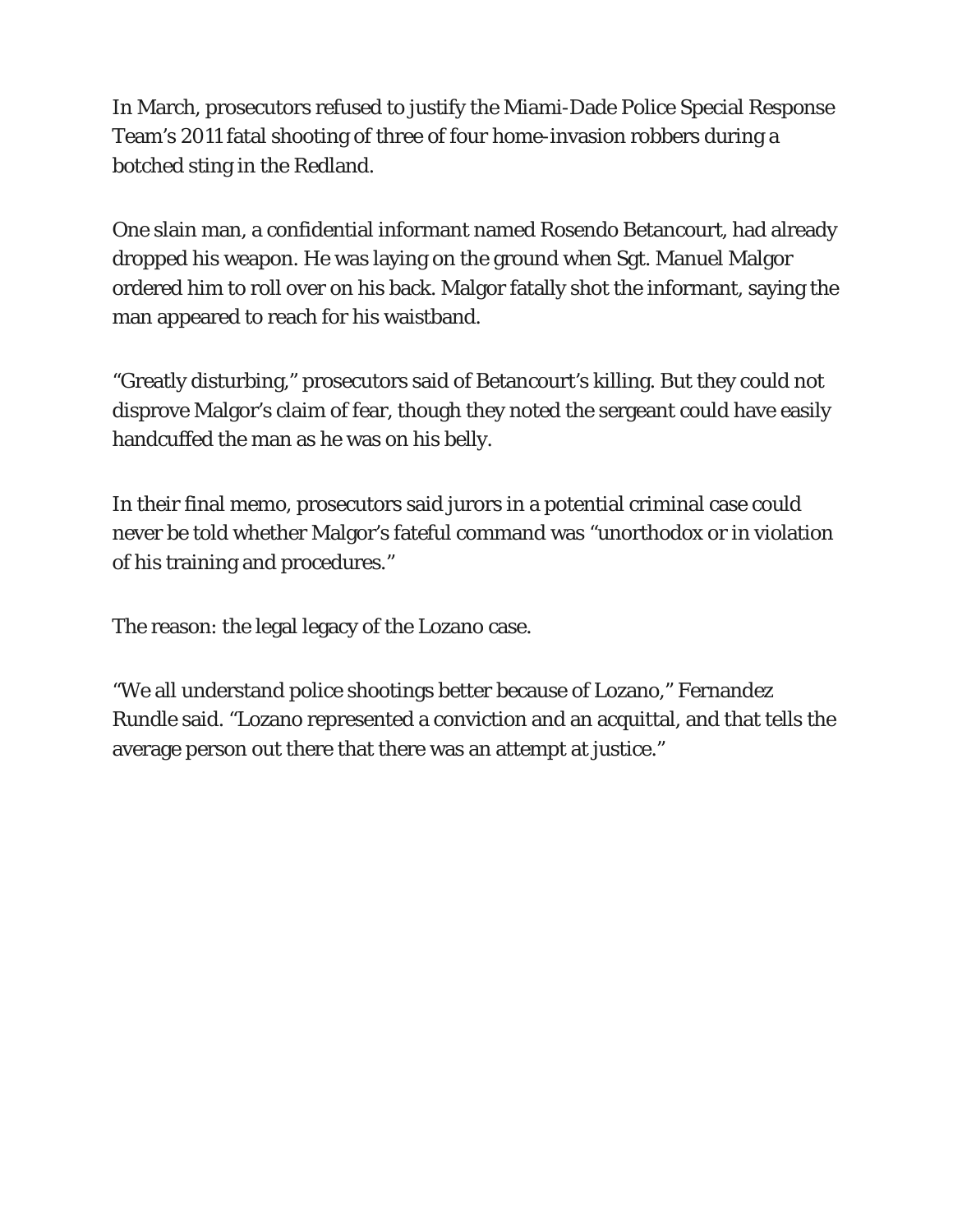In March, prosecutors refused to justify the Miami-Dade Police Special Response Team's 2011 fatal shooting of three of four home-invasion robbers during a botched sting in the Redland.

One slain man, a confidential informant named Rosendo Betancourt, had already dropped his weapon. He was laying on the ground when Sgt. Manuel Malgor ordered him to roll over on his back. Malgor fatally shot the informant, saying the man appeared to reach for his waistband.

"Greatly disturbing," prosecutors said of Betancourt's killing. But they could not disprove Malgor's claim of fear, though they noted the sergeant could have easily handcuffed the man as he was on his belly.

In their final memo, prosecutors said jurors in a potential criminal case could never be told whether Malgor's fateful command was "unorthodox or in violation of his training and procedures."

The reason: the legal legacy of the Lozano case.

"We all understand police shootings better because of Lozano," Fernandez Rundle said. "Lozano represented a conviction and an acquittal, and that tells the average person out there that there was an attempt at justice."